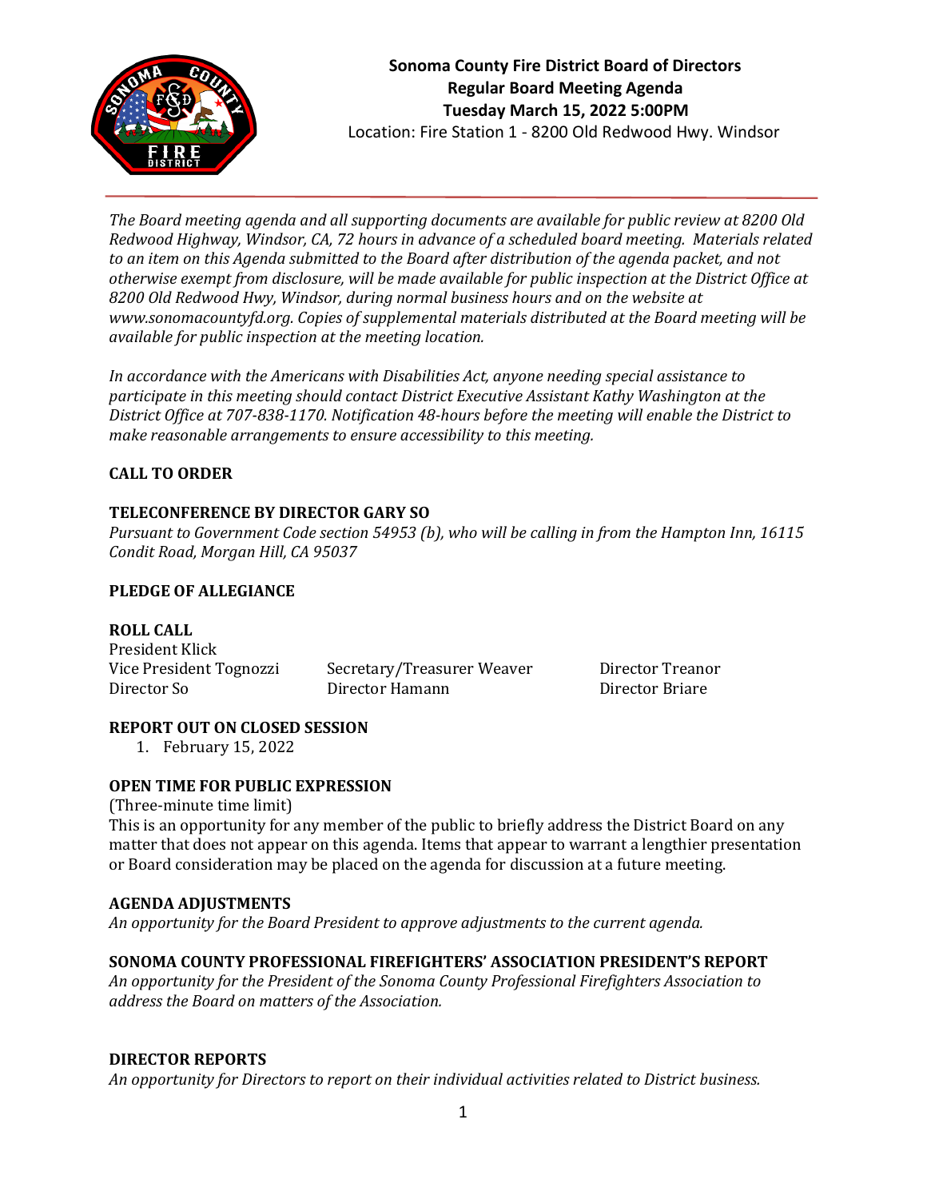# Sonoma County Fire District Board of Directors
## Regular Board Meeting Agenda
## Tuesday March 15, 2022 5:00PM

Location: Fire Station 1 - 8200 Old Redwood Hwy. Windsor

*The Board meeting agenda and all supporting documents are available for public review at 8200 Old Redwood Highway, Windsor, CA, 72 hours in advance of a scheduled board meeting. Materials related to an item on this Agenda submitted to the Board after distribution of the agenda packet, and not otherwise exempt from disclosure, will be made available for public inspection at the District Office at 8200 Old Redwood Hwy, Windsor, during normal business hours and on the website at www.sonomacountyfd.org. Copies of supplemental materials distributed at the Board meeting will be available for public inspection at the meeting location.*

*In accordance with the Americans with Disabilities Act, anyone needing special assistance to participate in this meeting should contact District Executive Assistant Kathy Washington at the District Office at 707-838-1170. Notification 48-hours before the meeting will enable the District to make reasonable arrangements to ensure accessibility to this meeting.*

**CALL TO ORDER**

**TELECONFERENCE BY DIRECTOR GARY SO**

*Pursuant to Government Code section 54953 (b), who will be calling in from the Hampton Inn, 16115 Condit Road, Morgan Hill, CA 95037*

**PLEDGE OF ALLEGIANCE**

**ROLL CALL**

President Klick
Vice President Tognozzi
Secretary/Treasurer Weaver
Director Treanor
Director So
Director Hamann
Director Briare

**REPORT OUT ON CLOSED SESSION**

1. February 15, 2022

**OPEN TIME FOR PUBLIC EXPRESSION**

(Three-minute time limit)

This is an opportunity for any member of the public to briefly address the District Board on any matter that does not appear on this agenda. Items that appear to warrant a lengthier presentation or Board consideration may be placed on the agenda for discussion at a future meeting.

**AGENDA ADJUSTMENTS**

*An opportunity for the Board President to approve adjustments to the current agenda.*

**SONOMA COUNTY PROFESSIONAL FIREFIGHTERS' ASSOCIATION PRESIDENT'S REPORT**

*An opportunity for the President of the Sonoma County Professional Firefighters Association to address the Board on matters of the Association.*

**DIRECTOR REPORTS**

*An opportunity for Directors to report on their individual activities related to District business.*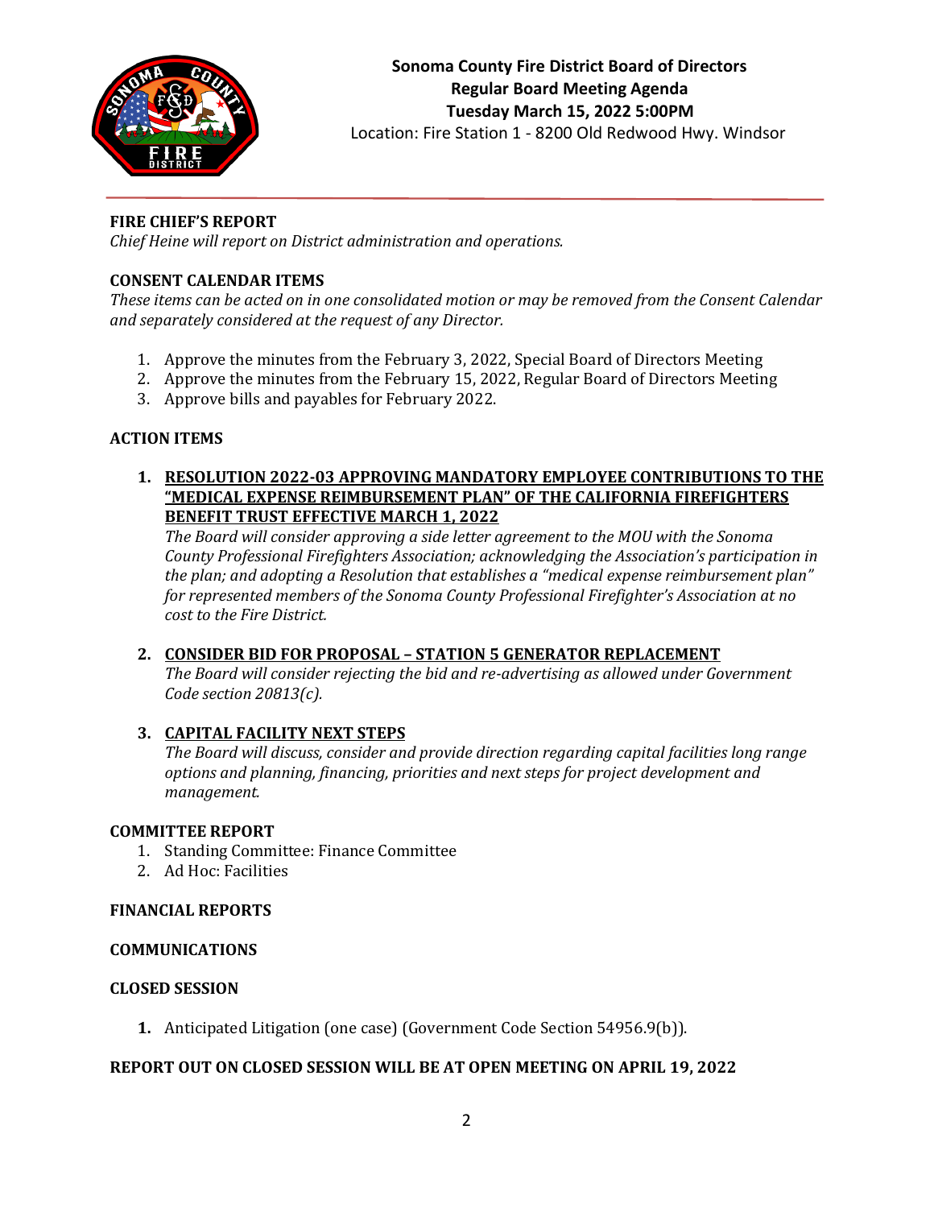**Sonoma County Fire District Board of Directors**
**Regular Board Meeting Agenda**
**Tuesday March 15, 2022 5:00PM**
Location: Fire Station 1 - 8200 Old Redwood Hwy. Windsor

## FIRE CHIEF'S REPORT

*Chief Heine will report on District administration and operations.*

## CONSENT CALENDAR ITEMS

*These items can be acted on in one consolidated motion or may be removed from the Consent Calendar and separately considered at the request of any Director.*

1. Approve the minutes from the February 3, 2022, Special Board of Directors Meeting
2. Approve the minutes from the February 15, 2022, Regular Board of Directors Meeting
3. Approve bills and payables for February 2022.

## ACTION ITEMS

1. **RESOLUTION 2022-03 APPROVING MANDATORY EMPLOYEE CONTRIBUTIONS TO THE "MEDICAL EXPENSE REIMBURSEMENT PLAN" OF THE CALIFORNIA FIREFIGHTERS BENEFIT TRUST EFFECTIVE MARCH 1, 2022**
   *The Board will consider approving a side letter agreement to the MOU with the Sonoma County Professional Firefighters Association; acknowledging the Association's participation in the plan; and adopting a Resolution that establishes a "medical expense reimbursement plan" for represented members of the Sonoma County Professional Firefighter's Association at no cost to the Fire District.*

2. **CONSIDER BID FOR PROPOSAL – STATION 5 GENERATOR REPLACEMENT**
   *The Board will consider rejecting the bid and re-advertising as allowed under Government Code section 20813(c).*

3. **CAPITAL FACILITY NEXT STEPS**
   *The Board will discuss, consider and provide direction regarding capital facilities long range options and planning, financing, priorities and next steps for project development and management.*

## COMMITTEE REPORT

1. Standing Committee: Finance Committee
2. Ad Hoc: Facilities

## FINANCIAL REPORTS

## COMMUNICATIONS

## CLOSED SESSION

1. Anticipated Litigation (one case) (Government Code Section 54956.9(b)).

## REPORT OUT ON CLOSED SESSION WILL BE AT OPEN MEETING ON APRIL 19, 2022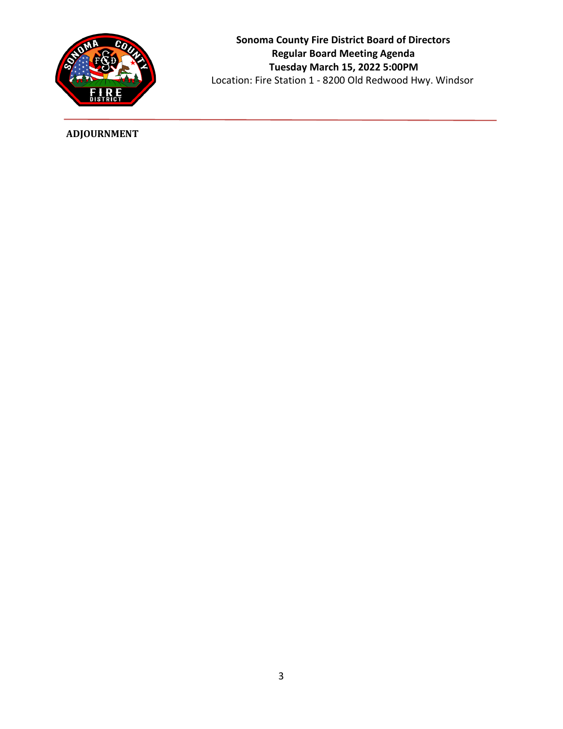**ADJOURNMENT**